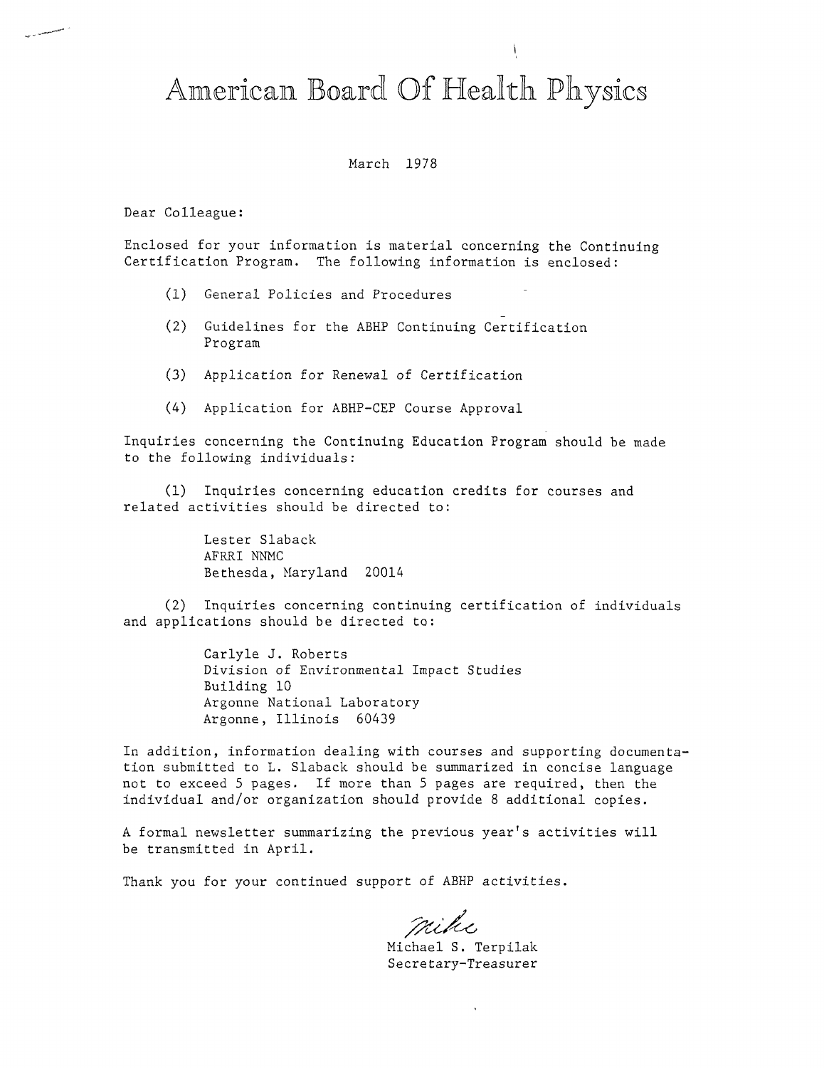# American Board Of Health Physics

March 1978

Dear Colleague:

Enclosed for your information is material concerning the Continuing Certification Program. The following information is enclosed:

(1) General Policies and Procedures

(2) Guidelines for the ABHP Continuing Certification Program

(3) Application for Renewal of Certification

(4) Application for ABHP-CEP Course Approval

Inquiries concerning the Continuing Education Program should be made to the following individuals:

(1) Inquiries concerning education credits for courses and related activities should be directed to:

Lester Slaback
AFRRI NNMC
Bethesda, Maryland 20014

(2) Inquiries concerning continuing certification of individuals and applications should be directed to:

Carlyle J. Roberts
Division of Environmental Impact Studies
Building 10
Argonne National Laboratory
Argonne, Illinois 60439

In addition, information dealing with courses and supporting documentation submitted to L. Slaback should be summarized in concise language not to exceed 5 pages. If more than 5 pages are required, then the individual and/or organization should provide 8 additional copies.

A formal newsletter summarizing the previous year's activities will be transmitted in April.

Thank you for your continued support of ABHP activities.

Mike

Michael S. Terpilak
Secretary-Treasurer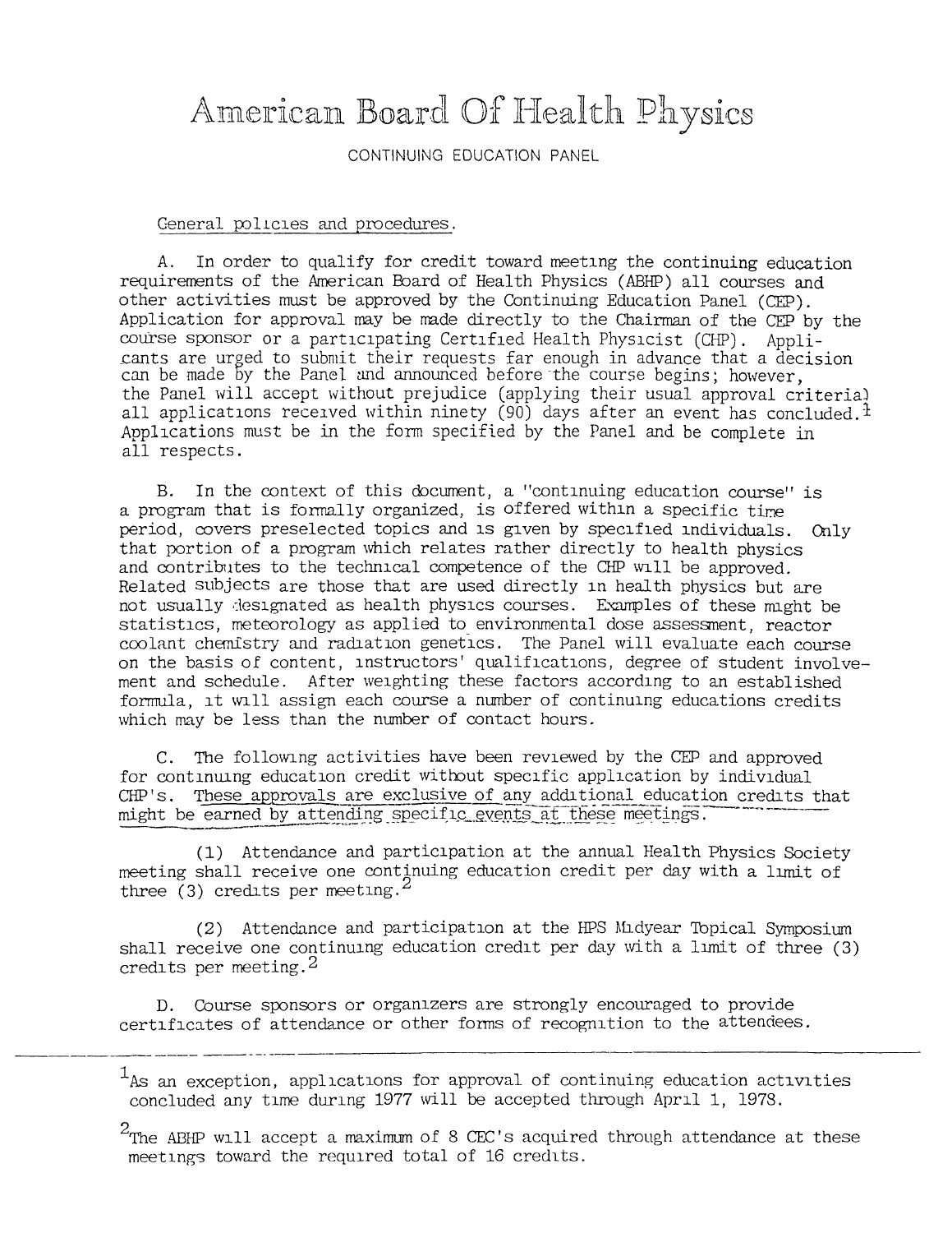# American Board Of Health Physics

CONTINUING EDUCATION PANEL

General policies and procedures.

A. In order to qualify for credit toward meeting the continuing education requirements of the American Board of Health Physics (ABHP) all courses and other activities must be approved by the Continuing Education Panel (CEP). Application for approval may be made directly to the Chairman of the CEP by the course sponsor or a participating Certified Health Physicist (CHP). Applicants are urged to submit their requests far enough in advance that a decision can be made by the Panel and announced before the course begins; however, the Panel will accept without prejudice (applying their usual approval criteria) all applications received within ninety (90) days after an event has concluded.[1] Applications must be in the form specified by the Panel and be complete in all respects.

B. In the context of this document, a "continuing education course" is a program that is formally organized, is offered within a specific time period, covers preselected topics and is given by specified individuals. Only that portion of a program which relates rather directly to health physics and contributes to the technical competence of the CHP will be approved. Related subjects are those that are used directly in health physics but are not usually designated as health physics courses. Examples of these might be statistics, meteorology as applied to environmental dose assessment, reactor coolant chemistry and radiation genetics. The Panel will evaluate each course on the basis of content, instructors' qualifications, degree of student involvement and schedule. After weighting these factors according to an established formula, it will assign each course a number of continuing educations credits which may be less than the number of contact hours.

C. The following activities have been reviewed by the CEP and approved for continuing education credit without specific application by individual CHP's. These approvals are exclusive of any additional education credits that might be earned by attending specific events at these meetings.

(1) Attendance and participation at the annual Health Physics Society meeting shall receive one continuing education credit per day with a limit of three (3) credits per meeting.[2]

(2) Attendance and participation at the HPS Midyear Topical Symposium shall receive one continuing education credit per day with a limit of three (3) credits per meeting.[2]

D. Course sponsors or organizers are strongly encouraged to provide certificates of attendance or other forms of recognition to the attendees.

---

[1] As an exception, applications for approval of continuing education activities concluded any time during 1977 will be accepted through April 1, 1978.

[2] The ABHP will accept a maximum of 8 CEC's acquired through attendance at these meetings toward the required total of 16 credits.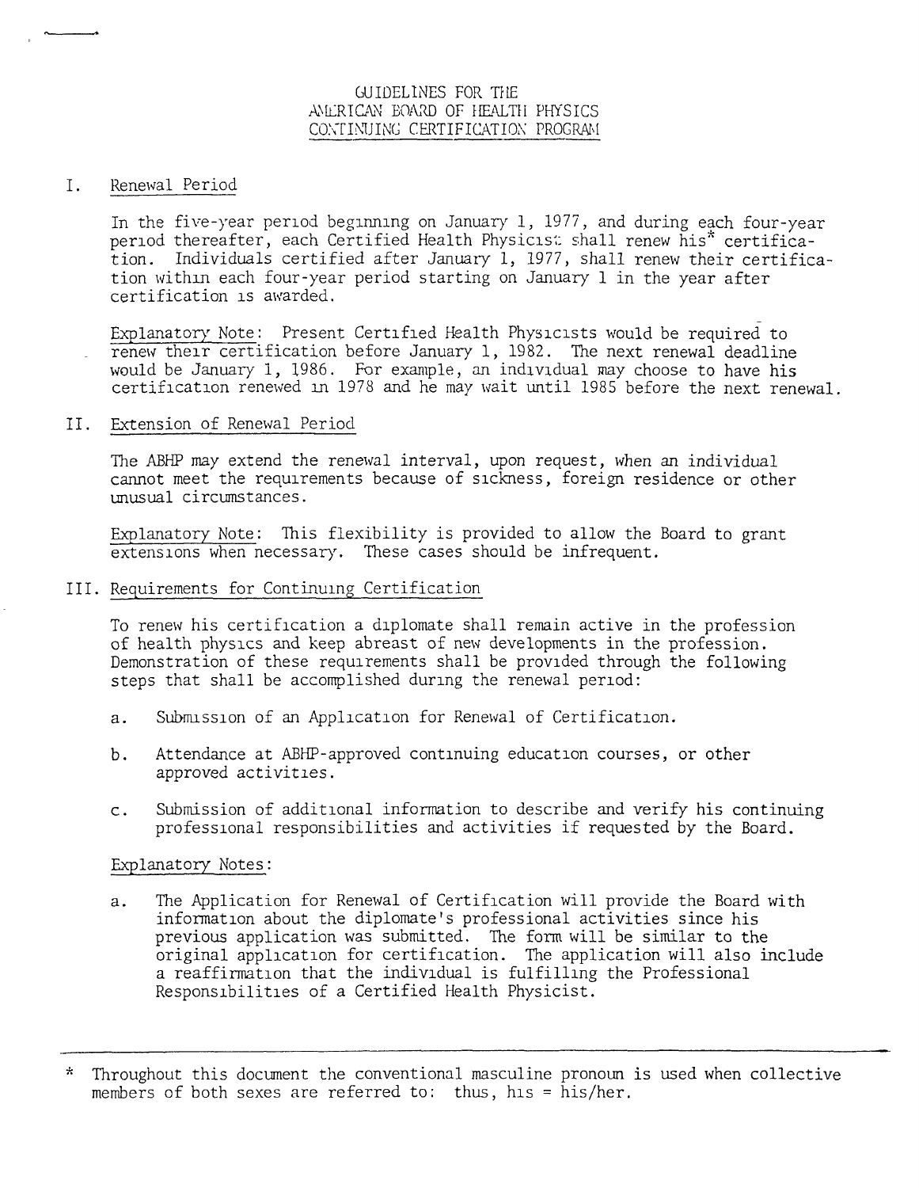# GUIDELINES FOR THE AMERICAN BOARD OF HEALTH PHYSICS CONTINUING CERTIFICATION PROGRAM

## I. Renewal Period

In the five-year period beginning on January 1, 1977, and during each four-year period thereafter, each Certified Health Physicist shall renew his* certification. Individuals certified after January 1, 1977, shall renew their certification within each four-year period starting on January 1 in the year after certification is awarded.

Explanatory Note: Present Certified Health Physicists would be required to renew their certification before January 1, 1982. The next renewal deadline would be January 1, 1986. For example, an individual may choose to have his certification renewed in 1978 and he may wait until 1985 before the next renewal.

## II. Extension of Renewal Period

The ABHP may extend the renewal interval, upon request, when an individual cannot meet the requirements because of sickness, foreign residence or other unusual circumstances.

Explanatory Note: This flexibility is provided to allow the Board to grant extensions when necessary. These cases should be infrequent.

## III. Requirements for Continuing Certification

To renew his certification a diplomate shall remain active in the profession of health physics and keep abreast of new developments in the profession. Demonstration of these requirements shall be provided through the following steps that shall be accomplished during the renewal period:

a. Submission of an Application for Renewal of Certification.

b. Attendance at ABHP-approved continuing education courses, or other approved activities.

c. Submission of additional information to describe and verify his continuing professional responsibilities and activities if requested by the Board.

Explanatory Notes:

a. The Application for Renewal of Certification will provide the Board with information about the diplomate's professional activities since his previous application was submitted. The form will be similar to the original application for certification. The application will also include a reaffirmation that the individual is fulfilling the Professional Responsibilities of a Certified Health Physicist.

---

\* Throughout this document the conventional masculine pronoun is used when collective members of both sexes are referred to: thus, his = his/her.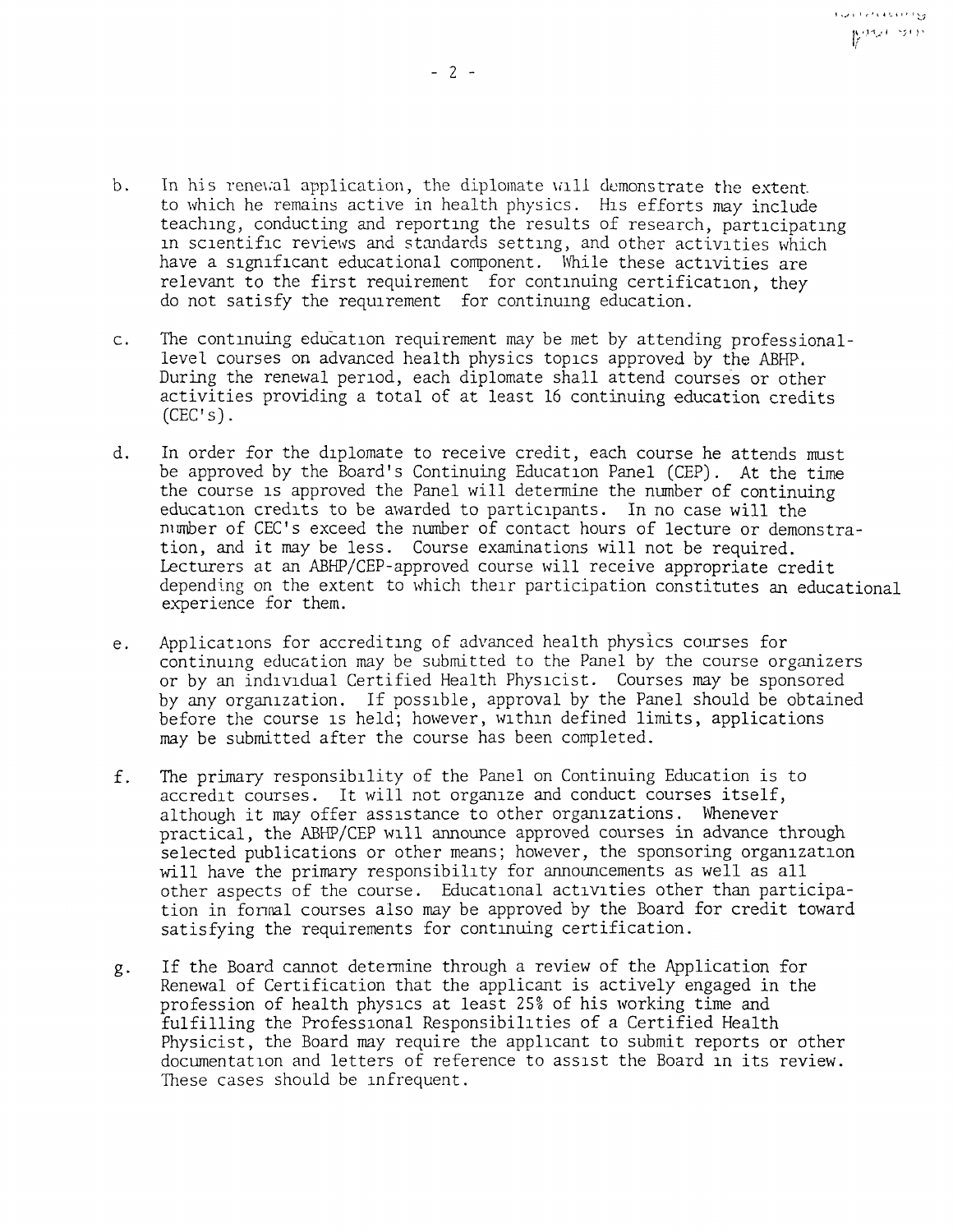b. In his renewal application, the diplomate will demonstrate the extent to which he remains active in health physics. His efforts may include teaching, conducting and reporting the results of research, participating in scientific reviews and standards setting, and other activities which have a significant educational component. While these activities are relevant to the first requirement for continuing certification, they do not satisfy the requirement for continuing education.

c. The continuing education requirement may be met by attending professional-level courses on advanced health physics topics approved by the ABHP. During the renewal period, each diplomate shall attend courses or other activities providing a total of at least 16 continuing education credits (CEC's).

d. In order for the diplomate to receive credit, each course he attends must be approved by the Board's Continuing Education Panel (CEP). At the time the course is approved the Panel will determine the number of continuing education credits to be awarded to participants. In no case will the number of CEC's exceed the number of contact hours of lecture or demonstration, and it may be less. Course examinations will not be required. Lecturers at an ABHP/CEP-approved course will receive appropriate credit depending on the extent to which their participation constitutes an educational experience for them.

e. Applications for accrediting of advanced health physics courses for continuing education may be submitted to the Panel by the course organizers or by an individual Certified Health Physicist. Courses may be sponsored by any organization. If possible, approval by the Panel should be obtained before the course is held; however, within defined limits, applications may be submitted after the course has been completed.

f. The primary responsibility of the Panel on Continuing Education is to accredit courses. It will not organize and conduct courses itself, although it may offer assistance to other organizations. Whenever practical, the ABHP/CEP will announce approved courses in advance through selected publications or other means; however, the sponsoring organization will have the primary responsibility for announcements as well as all other aspects of the course. Educational activities other than participation in formal courses also may be approved by the Board for credit toward satisfying the requirements for continuing certification.

g. If the Board cannot determine through a review of the Application for Renewal of Certification that the applicant is actively engaged in the profession of health physics at least 25% of his working time and fulfilling the Professional Responsibilities of a Certified Health Physicist, the Board may require the applicant to submit reports or other documentation and letters of reference to assist the Board in its review. These cases should be infrequent.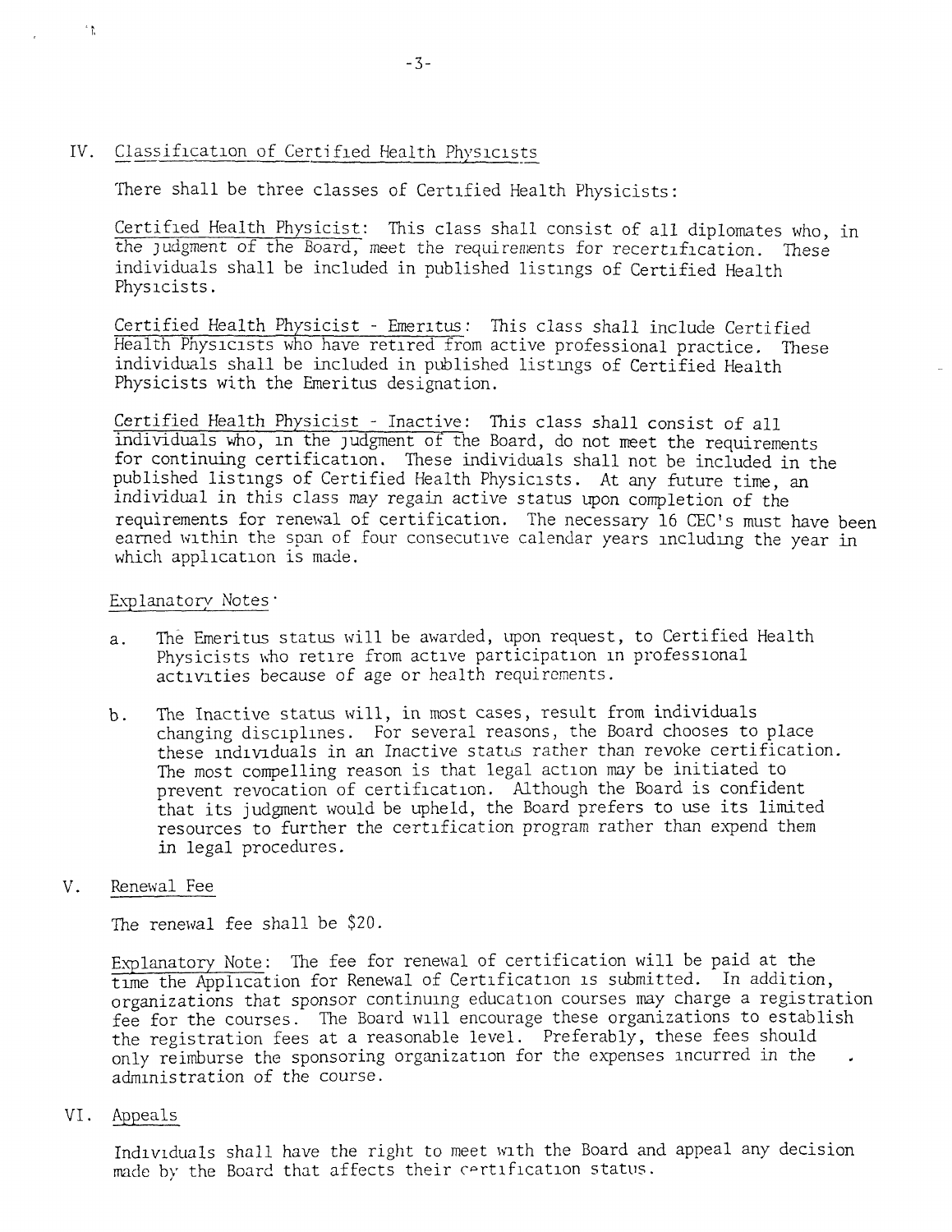## IV. Classification of Certified Health Physicists

There shall be three classes of Certified Health Physicists:

Certified Health Physicist: This class shall consist of all diplomates who, in the judgment of the Board, meet the requirements for recertification. These individuals shall be included in published listings of Certified Health Physicists.

Certified Health Physicist - Emeritus: This class shall include Certified Health Physicists who have retired from active professional practice. These individuals shall be included in published listings of Certified Health Physicists with the Emeritus designation.

Certified Health Physicist - Inactive: This class shall consist of all individuals who, in the judgment of the Board, do not meet the requirements for continuing certification. These individuals shall not be included in the published listings of Certified Health Physicists. At any future time, an individual in this class may regain active status upon completion of the requirements for renewal of certification. The necessary 16 CEC's must have been earned within the span of four consecutive calendar years including the year in which application is made.

Explanatory Notes:

a. The Emeritus status will be awarded, upon request, to Certified Health Physicists who retire from active participation in professional activities because of age or health requirements.

b. The Inactive status will, in most cases, result from individuals changing disciplines. For several reasons, the Board chooses to place these individuals in an Inactive status rather than revoke certification. The most compelling reason is that legal action may be initiated to prevent revocation of certification. Although the Board is confident that its judgment would be upheld, the Board prefers to use its limited resources to further the certification program rather than expend them in legal procedures.

## V. Renewal Fee

The renewal fee shall be $20.

Explanatory Note: The fee for renewal of certification will be paid at the time the Application for Renewal of Certification is submitted. In addition, organizations that sponsor continuing education courses may charge a registration fee for the courses. The Board will encourage these organizations to establish the registration fees at a reasonable level. Preferably, these fees should only reimburse the sponsoring organization for the expenses incurred in the administration of the course.

## VI. Appeals

Individuals shall have the right to meet with the Board and appeal any decision made by the Board that affects their certification status.